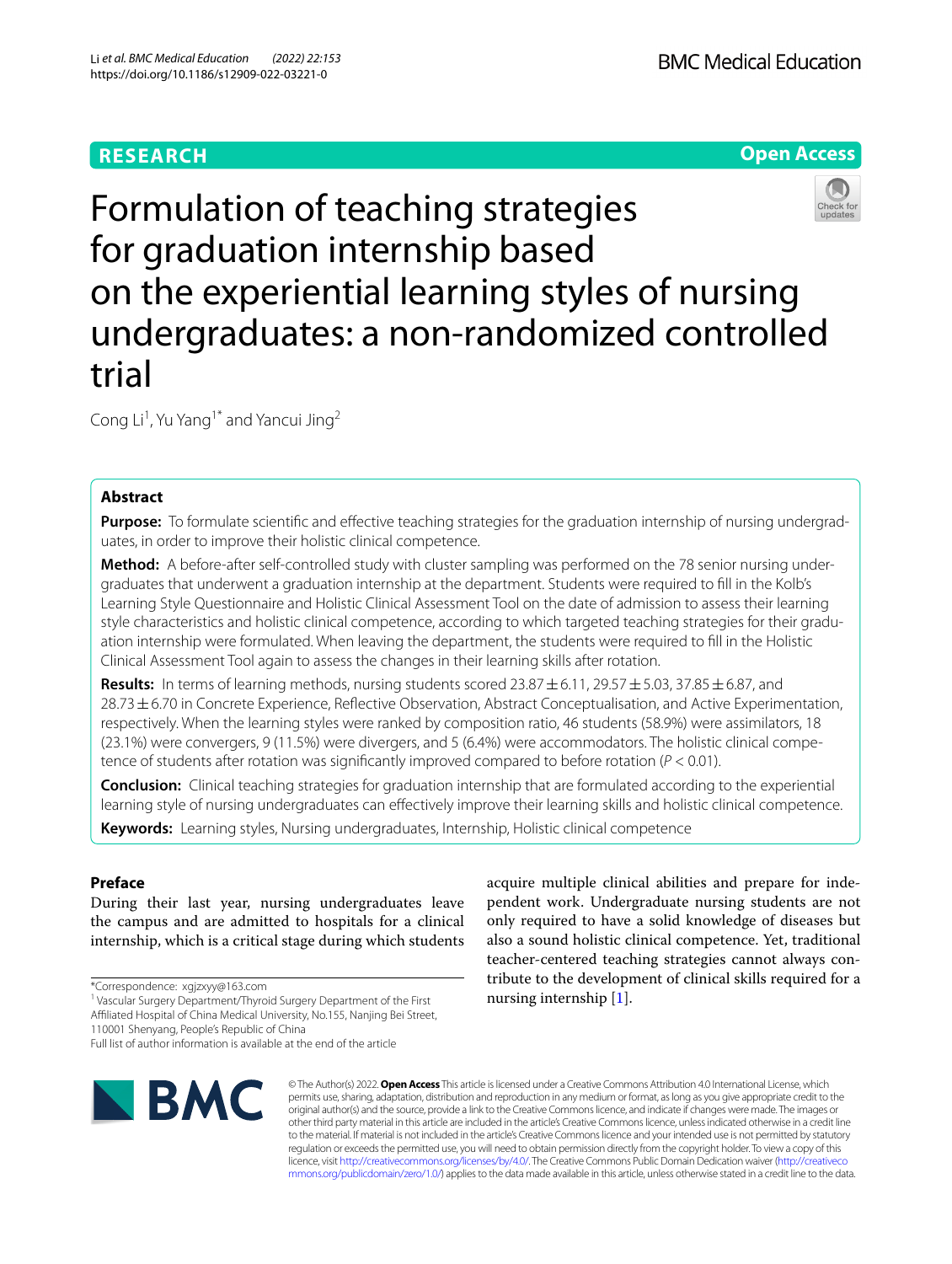RESEARCH

Open Access

# Formulation of teaching strategies for graduation internship based on the experiential learning styles of nursing undergraduates: a non-randomized controlled trial

Cong Li[1], Yu Yang[1*] and Yancui Jing[2]

## Abstract

**Purpose:** To formulate scientific and effective teaching strategies for the graduation internship of nursing undergraduates, in order to improve their holistic clinical competence.

**Method:** A before-after self-controlled study with cluster sampling was performed on the 78 senior nursing undergraduates that underwent a graduation internship at the department. Students were required to fill in the Kolb's Learning Style Questionnaire and Holistic Clinical Assessment Tool on the date of admission to assess their learning style characteristics and holistic clinical competence, according to which targeted teaching strategies for their graduation internship were formulated. When leaving the department, the students were required to fill in the Holistic Clinical Assessment Tool again to assess the changes in their learning skills after rotation.

**Results:** In terms of learning methods, nursing students scored 23.87 ± 6.11, 29.57 ± 5.03, 37.85 ± 6.87, and 28.73 ± 6.70 in Concrete Experience, Reflective Observation, Abstract Conceptualisation, and Active Experimentation, respectively. When the learning styles were ranked by composition ratio, 46 students (58.9%) were assimilators, 18 (23.1%) were convergers, 9 (11.5%) were divergers, and 5 (6.4%) were accommodators. The holistic clinical competence of students after rotation was significantly improved compared to before rotation ($P < 0.01$).

**Conclusion:** Clinical teaching strategies for graduation internship that are formulated according to the experiential learning style of nursing undergraduates can effectively improve their learning skills and holistic clinical competence.

**Keywords:** Learning styles, Nursing undergraduates, Internship, Holistic clinical competence

## Preface

During their last year, nursing undergraduates leave the campus and are admitted to hospitals for a clinical internship, which is a critical stage during which students acquire multiple clinical abilities and prepare for independent work. Undergraduate nursing students are not only required to have a solid knowledge of diseases but also a sound holistic clinical competence. Yet, traditional teacher-centered teaching strategies cannot always contribute to the development of clinical skills required for a nursing internship [1].

*Correspondence: xgjzxyy@163.com

[1] Vascular Surgery Department/Thyroid Surgery Department of the First Affiliated Hospital of China Medical University, No.155, Nanjing Bei Street, 110001 Shenyang, People's Republic of China

Full list of author information is available at the end of the article

© The Author(s) 2022. **Open Access** This article is licensed under a Creative Commons Attribution 4.0 International License, which permits use, sharing, adaptation, distribution and reproduction in any medium or format, as long as you give appropriate credit to the original author(s) and the source, provide a link to the Creative Commons licence, and indicate if changes were made. The images or other third party material in this article are included in the article's Creative Commons licence, unless indicated otherwise in a credit line to the material. If material is not included in the article's Creative Commons licence and your intended use is not permitted by statutory regulation or exceeds the permitted use, you will need to obtain permission directly from the copyright holder. To view a copy of this licence, visit http://creativecommons.org/licenses/by/4.0/. The Creative Commons Public Domain Dedication waiver (http://creativecommons.org/publicdomain/zero/1.0/) applies to the data made available in this article, unless otherwise stated in a credit line to the data.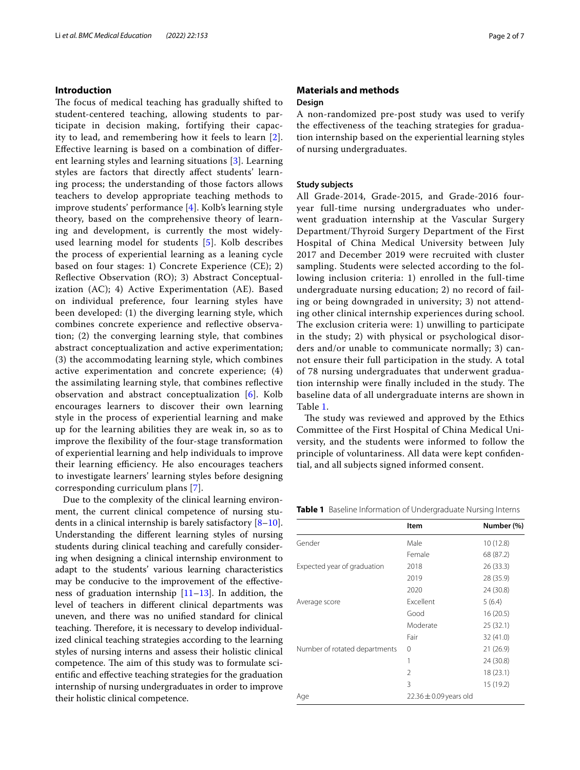## Introduction

The focus of medical teaching has gradually shifted to student-centered teaching, allowing students to participate in decision making, fortifying their capacity to lead, and remembering how it feels to learn [2]. Effective learning is based on a combination of different learning styles and learning situations [3]. Learning styles are factors that directly affect students' learning process; the understanding of those factors allows teachers to develop appropriate teaching methods to improve students' performance [4]. Kolb's learning style theory, based on the comprehensive theory of learning and development, is currently the most widely-used learning model for students [5]. Kolb describes the process of experiential learning as a leaning cycle based on four stages: 1) Concrete Experience (CE); 2) Reflective Observation (RO); 3) Abstract Conceptualization (AC); 4) Active Experimentation (AE). Based on individual preference, four learning styles have been developed: (1) the diverging learning style, which combines concrete experience and reflective observation; (2) the converging learning style, that combines abstract conceptualization and active experimentation; (3) the accommodating learning style, which combines active experimentation and concrete experience; (4) the assimilating learning style, that combines reflective observation and abstract conceptualization [6]. Kolb encourages learners to discover their own learning style in the process of experiential learning and make up for the learning abilities they are weak in, so as to improve the flexibility of the four-stage transformation of experiential learning and help individuals to improve their learning efficiency. He also encourages teachers to investigate learners' learning styles before designing corresponding curriculum plans [7].

Due to the complexity of the clinical learning environment, the current clinical competence of nursing students in a clinical internship is barely satisfactory [8–10]. Understanding the different learning styles of nursing students during clinical teaching and carefully considering when designing a clinical internship environment to adapt to the students' various learning characteristics may be conducive to the improvement of the effectiveness of graduation internship [11–13]. In addition, the level of teachers in different clinical departments was uneven, and there was no unified standard for clinical teaching. Therefore, it is necessary to develop individualized clinical teaching strategies according to the learning styles of nursing interns and assess their holistic clinical competence. The aim of this study was to formulate scientific and effective teaching strategies for the graduation internship of nursing undergraduates in order to improve their holistic clinical competence.

## Materials and methods

### Design

A non-randomized pre-post study was used to verify the effectiveness of the teaching strategies for graduation internship based on the experiential learning styles of nursing undergraduates.

### Study subjects

All Grade-2014, Grade-2015, and Grade-2016 four-year full-time nursing undergraduates who underwent graduation internship at the Vascular Surgery Department/Thyroid Surgery Department of the First Hospital of China Medical University between July 2017 and December 2019 were recruited with cluster sampling. Students were selected according to the following inclusion criteria: 1) enrolled in the full-time undergraduate nursing education; 2) no record of failing or being downgraded in university; 3) not attending other clinical internship experiences during school. The exclusion criteria were: 1) unwilling to participate in the study; 2) with physical or psychological disorders and/or unable to communicate normally; 3) cannot ensure their full participation in the study. A total of 78 nursing undergraduates that underwent graduation internship were finally included in the study. The baseline data of all undergraduate interns are shown in Table 1.

The study was reviewed and approved by the Ethics Committee of the First Hospital of China Medical University, and the students were informed to follow the principle of voluntariness. All data were kept confidential, and all subjects signed informed consent.

**Table 1** Baseline Information of Undergraduate Nursing Interns

| | Item | Number (%) |
|---|---|---|
| Gender | Male | 10 (12.8) |
| | Female | 68 (87.2) |
| Expected year of graduation | 2018 | 26 (33.3) |
| | 2019 | 28 (35.9) |
| | 2020 | 24 (30.8) |
| Average score | Excellent | 5 (6.4) |
| | Good | 16 (20.5) |
| | Moderate | 25 (32.1) |
| | Fair | 32 (41.0) |
| Number of rotated departments | 0 | 21 (26.9) |
| | 1 | 24 (30.8) |
| | 2 | 18 (23.1) |
| | 3 | 15 (19.2) |
| Age | $22.36 \pm 0.09$ years old | |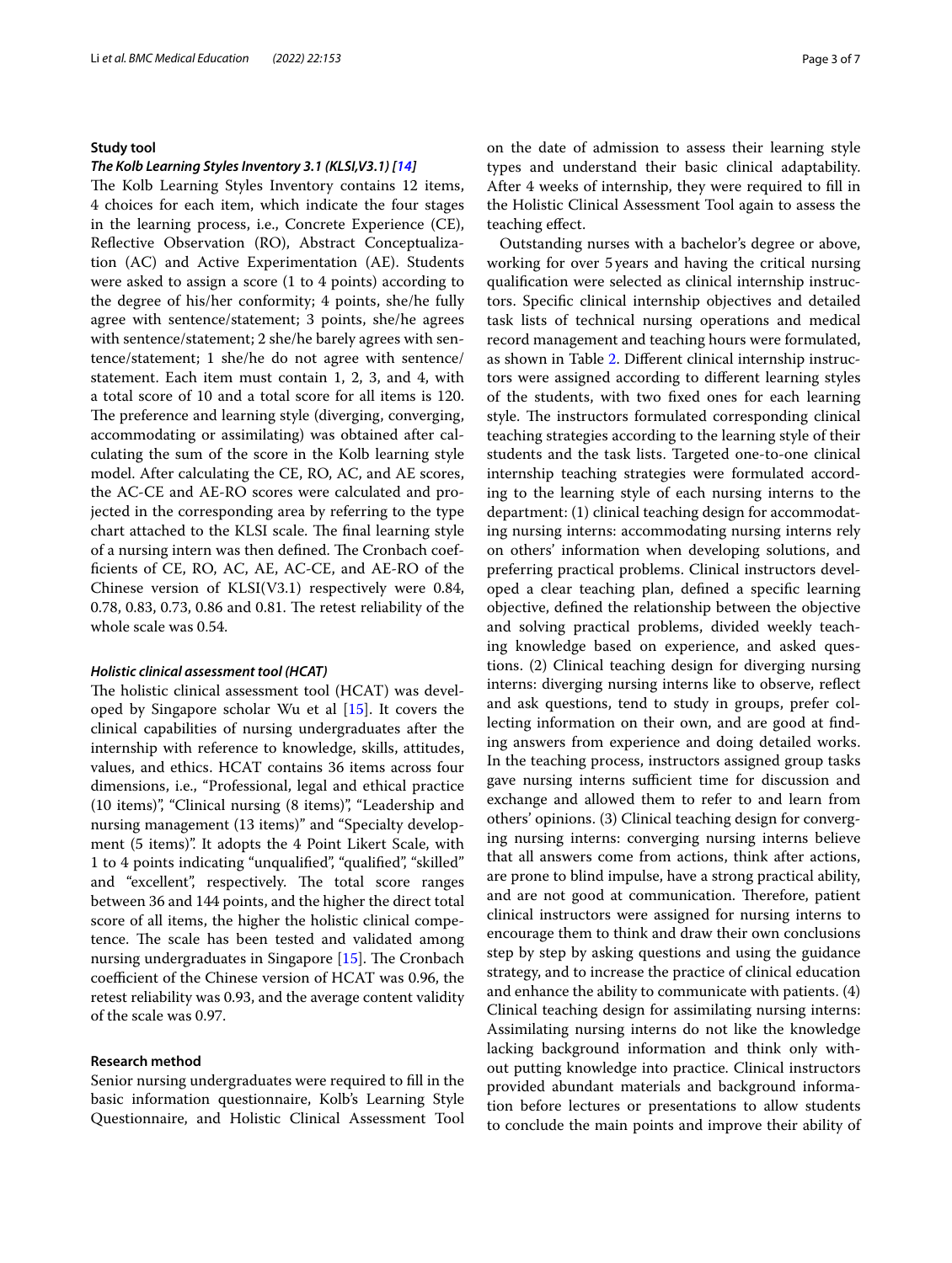## Study tool

### *The Kolb Learning Styles Inventory 3.1 (KLSI,V3.1) [14]*

The Kolb Learning Styles Inventory contains 12 items, 4 choices for each item, which indicate the four stages in the learning process, i.e., Concrete Experience (CE), Reflective Observation (RO), Abstract Conceptualization (AC) and Active Experimentation (AE). Students were asked to assign a score (1 to 4 points) according to the degree of his/her conformity; 4 points, she/he fully agree with sentence/statement; 3 points, she/he agrees with sentence/statement; 2 she/he barely agrees with sentence/statement; 1 she/he do not agree with sentence/statement. Each item must contain 1, 2, 3, and 4, with a total score of 10 and a total score for all items is 120. The preference and learning style (diverging, converging, accommodating or assimilating) was obtained after calculating the sum of the score in the Kolb learning style model. After calculating the CE, RO, AC, and AE scores, the AC-CE and AE-RO scores were calculated and projected in the corresponding area by referring to the type chart attached to the KLSI scale. The final learning style of a nursing intern was then defined. The Cronbach coefficients of CE, RO, AC, AE, AC-CE, and AE-RO of the Chinese version of KLSI(V3.1) respectively were 0.84, 0.78, 0.83, 0.73, 0.86 and 0.81. The retest reliability of the whole scale was 0.54.

### *Holistic clinical assessment tool (HCAT)*

The holistic clinical assessment tool (HCAT) was developed by Singapore scholar Wu et al [15]. It covers the clinical capabilities of nursing undergraduates after the internship with reference to knowledge, skills, attitudes, values, and ethics. HCAT contains 36 items across four dimensions, i.e., "Professional, legal and ethical practice (10 items)", "Clinical nursing (8 items)", "Leadership and nursing management (13 items)" and "Specialty development (5 items)". It adopts the 4 Point Likert Scale, with 1 to 4 points indicating "unqualified", "qualified", "skilled" and "excellent", respectively. The total score ranges between 36 and 144 points, and the higher the direct total score of all items, the higher the holistic clinical competence. The scale has been tested and validated among nursing undergraduates in Singapore [15]. The Cronbach coefficient of the Chinese version of HCAT was 0.96, the retest reliability was 0.93, and the average content validity of the scale was 0.97.

## Research method

Senior nursing undergraduates were required to fill in the basic information questionnaire, Kolb's Learning Style Questionnaire, and Holistic Clinical Assessment Tool on the date of admission to assess their learning style types and understand their basic clinical adaptability. After 4 weeks of internship, they were required to fill in the Holistic Clinical Assessment Tool again to assess the teaching effect.

Outstanding nurses with a bachelor's degree or above, working for over 5 years and having the critical nursing qualification were selected as clinical internship instructors. Specific clinical internship objectives and detailed task lists of technical nursing operations and medical record management and teaching hours were formulated, as shown in Table 2. Different clinical internship instructors were assigned according to different learning styles of the students, with two fixed ones for each learning style. The instructors formulated corresponding clinical teaching strategies according to the learning style of their students and the task lists. Targeted one-to-one clinical internship teaching strategies were formulated according to the learning style of each nursing interns to the department: (1) clinical teaching design for accommodating nursing interns: accommodating nursing interns rely on others' information when developing solutions, and preferring practical problems. Clinical instructors developed a clear teaching plan, defined a specific learning objective, defined the relationship between the objective and solving practical problems, divided weekly teaching knowledge based on experience, and asked questions. (2) Clinical teaching design for diverging nursing interns: diverging nursing interns like to observe, reflect and ask questions, tend to study in groups, prefer collecting information on their own, and are good at finding answers from experience and doing detailed works. In the teaching process, instructors assigned group tasks gave nursing interns sufficient time for discussion and exchange and allowed them to refer to and learn from others' opinions. (3) Clinical teaching design for converging nursing interns: converging nursing interns believe that all answers come from actions, think after actions, are prone to blind impulse, have a strong practical ability, and are not good at communication. Therefore, patient clinical instructors were assigned for nursing interns to encourage them to think and draw their own conclusions step by step by asking questions and using the guidance strategy, and to increase the practice of clinical education and enhance the ability to communicate with patients. (4) Clinical teaching design for assimilating nursing interns: Assimilating nursing interns do not like the knowledge lacking background information and think only without putting knowledge into practice. Clinical instructors provided abundant materials and background information before lectures or presentations to allow students to conclude the main points and improve their ability of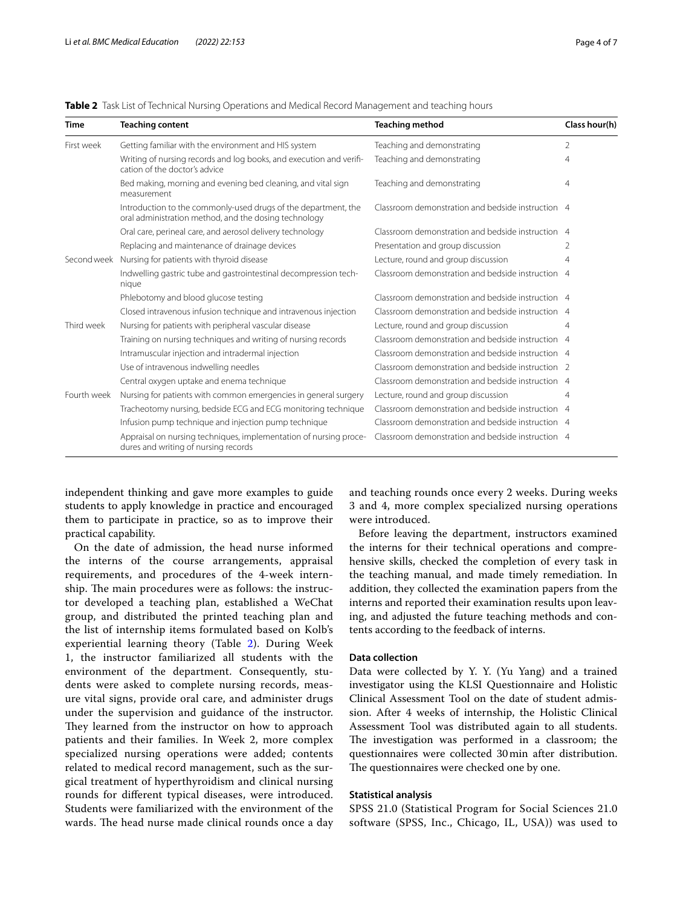**Table 2** Task List of Technical Nursing Operations and Medical Record Management and teaching hours

| Time | Teaching content | Teaching method | Class hour(h) |
|---|---|---|---|
| First week | Getting familiar with the environment and HIS system | Teaching and demonstrating | 2 |
| | Writing of nursing records and log books, and execution and verification of the doctor's advice | Teaching and demonstrating | 4 |
| | Bed making, morning and evening bed cleaning, and vital sign measurement | Teaching and demonstrating | 4 |
| | Introduction to the commonly-used drugs of the department, the oral administration method, and the dosing technology | Classroom demonstration and bedside instruction | 4 |
| | Oral care, perineal care, and aerosol delivery technology | Classroom demonstration and bedside instruction | 4 |
| | Replacing and maintenance of drainage devices | Presentation and group discussion | 2 |
| Second week | Nursing for patients with thyroid disease | Lecture, round and group discussion | 4 |
| | Indwelling gastric tube and gastrointestinal decompression technique | Classroom demonstration and bedside instruction | 4 |
| | Phlebotomy and blood glucose testing | Classroom demonstration and bedside instruction | 4 |
| | Closed intravenous infusion technique and intravenous injection | Classroom demonstration and bedside instruction | 4 |
| Third week | Nursing for patients with peripheral vascular disease | Lecture, round and group discussion | 4 |
| | Training on nursing techniques and writing of nursing records | Classroom demonstration and bedside instruction | 4 |
| | Intramuscular injection and intradermal injection | Classroom demonstration and bedside instruction | 4 |
| | Use of intravenous indwelling needles | Classroom demonstration and bedside instruction | 2 |
| | Central oxygen uptake and enema technique | Classroom demonstration and bedside instruction | 4 |
| Fourth week | Nursing for patients with common emergencies in general surgery | Lecture, round and group discussion | 4 |
| | Tracheotomy nursing, bedside ECG and ECG monitoring technique | Classroom demonstration and bedside instruction | 4 |
| | Infusion pump technique and injection pump technique | Classroom demonstration and bedside instruction | 4 |
| | Appraisal on nursing techniques, implementation of nursing procedures and writing of nursing records | Classroom demonstration and bedside instruction | 4 |

independent thinking and gave more examples to guide students to apply knowledge in practice and encouraged them to participate in practice, so as to improve their practical capability.

On the date of admission, the head nurse informed the interns of the course arrangements, appraisal requirements, and procedures of the 4-week internship. The main procedures were as follows: the instructor developed a teaching plan, established a WeChat group, and distributed the printed teaching plan and the list of internship items formulated based on Kolb's experiential learning theory (Table 2). During Week 1, the instructor familiarized all students with the environment of the department. Consequently, students were asked to complete nursing records, measure vital signs, provide oral care, and administer drugs under the supervision and guidance of the instructor. They learned from the instructor on how to approach patients and their families. In Week 2, more complex specialized nursing operations were added; contents related to medical record management, such as the surgical treatment of hyperthyroidism and clinical nursing rounds for different typical diseases, were introduced. Students were familiarized with the environment of the wards. The head nurse made clinical rounds once a day and teaching rounds once every 2 weeks. During weeks 3 and 4, more complex specialized nursing operations were introduced.

Before leaving the department, instructors examined the interns for their technical operations and comprehensive skills, checked the completion of every task in the teaching manual, and made timely remediation. In addition, they collected the examination papers from the interns and reported their examination results upon leaving, and adjusted the future teaching methods and contents according to the feedback of interns.

### Data collection

Data were collected by Y. Y. (Yu Yang) and a trained investigator using the KLSI Questionnaire and Holistic Clinical Assessment Tool on the date of student admission. After 4 weeks of internship, the Holistic Clinical Assessment Tool was distributed again to all students. The investigation was performed in a classroom; the questionnaires were collected 30 min after distribution. The questionnaires were checked one by one.

### Statistical analysis

SPSS 21.0 (Statistical Program for Social Sciences 21.0 software (SPSS, Inc., Chicago, IL, USA)) was used to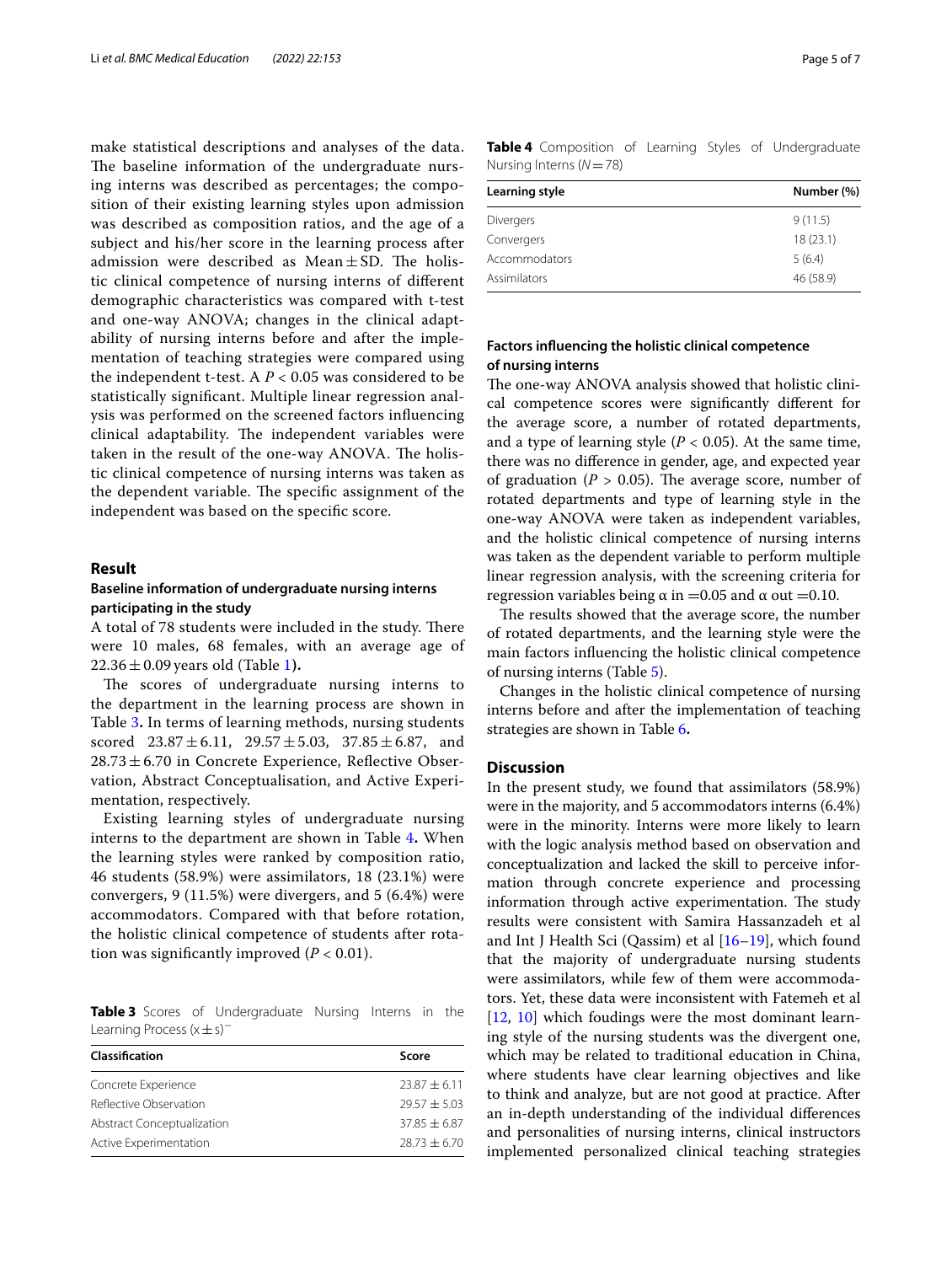make statistical descriptions and analyses of the data. The baseline information of the undergraduate nursing interns was described as percentages; the composition of their existing learning styles upon admission was described as composition ratios, and the age of a subject and his/her score in the learning process after admission were described as Mean ± SD. The holistic clinical competence of nursing interns of different demographic characteristics was compared with t-test and one-way ANOVA; changes in the clinical adaptability of nursing interns before and after the implementation of teaching strategies were compared using the independent t-test. A $P < 0.05$ was considered to be statistically significant. Multiple linear regression analysis was performed on the screened factors influencing clinical adaptability. The independent variables were taken in the result of the one-way ANOVA. The holistic clinical competence of nursing interns was taken as the dependent variable. The specific assignment of the independent was based on the specific score.

## Result

### Baseline information of undergraduate nursing interns participating in the study

A total of 78 students were included in the study. There were 10 males, 68 females, with an average age of $22.36 \pm 0.09$ years old (Table 1**)**.

The scores of undergraduate nursing interns to the department in the learning process are shown in Table 3**.** In terms of learning methods, nursing students scored $23.87 \pm 6.11$, $29.57 \pm 5.03$, $37.85 \pm 6.87$, and $28.73 \pm 6.70$ in Concrete Experience, Reflective Observation, Abstract Conceptualisation, and Active Experimentation, respectively.

Existing learning styles of undergraduate nursing interns to the department are shown in Table 4**.** When the learning styles were ranked by composition ratio, 46 students (58.9%) were assimilators, 18 (23.1%) were convergers, 9 (11.5%) were divergers, and 5 (6.4%) were accommodators. Compared with that before rotation, the holistic clinical competence of students after rotation was significantly improved ($P < 0.01$).

**Table 3** Scores of Undergraduate Nursing Interns in the Learning Process ($\bar{x} \pm s$)

| Classification | Score |
|---|---|
| Concrete Experience | $23.87 \pm 6.11$ |
| Reflective Observation | $29.57 \pm 5.03$ |
| Abstract Conceptualization | $37.85 \pm 6.87$ |
| Active Experimentation | $28.73 \pm 6.70$ |

**Table 4** Composition of Learning Styles of Undergraduate Nursing Interns ($N = 78$)

| Learning style | Number (%) |
|---|---|
| Divergers | 9 (11.5) |
| Convergers | 18 (23.1) |
| Accommodators | 5 (6.4) |
| Assimilators | 46 (58.9) |

### Factors influencing the holistic clinical competence of nursing interns

The one-way ANOVA analysis showed that holistic clinical competence scores were significantly different for the average score, a number of rotated departments, and a type of learning style ($P < 0.05$). At the same time, there was no difference in gender, age, and expected year of graduation ($P > 0.05$). The average score, number of rotated departments and type of learning style in the one-way ANOVA were taken as independent variables, and the holistic clinical competence of nursing interns was taken as the dependent variable to perform multiple linear regression analysis, with the screening criteria for regression variables being α in =0.05 and α out =0.10.

The results showed that the average score, the number of rotated departments, and the learning style were the main factors influencing the holistic clinical competence of nursing interns (Table 5).

Changes in the holistic clinical competence of nursing interns before and after the implementation of teaching strategies are shown in Table 6**.**

## Discussion

In the present study, we found that assimilators (58.9%) were in the majority, and 5 accommodators interns (6.4%) were in the minority. Interns were more likely to learn with the logic analysis method based on observation and conceptualization and lacked the skill to perceive information through concrete experience and processing information through active experimentation. The study results were consistent with Samira Hassanzadeh et al and Int J Health Sci (Qassim) et al [16–19], which found that the majority of undergraduate nursing students were assimilators, while few of them were accommodators. Yet, these data were inconsistent with Fatemeh et al [12, 10] which foudings were the most dominant learning style of the nursing students was the divergent one, which may be related to traditional education in China, where students have clear learning objectives and like to think and analyze, but are not good at practice. After an in-depth understanding of the individual differences and personalities of nursing interns, clinical instructors implemented personalized clinical teaching strategies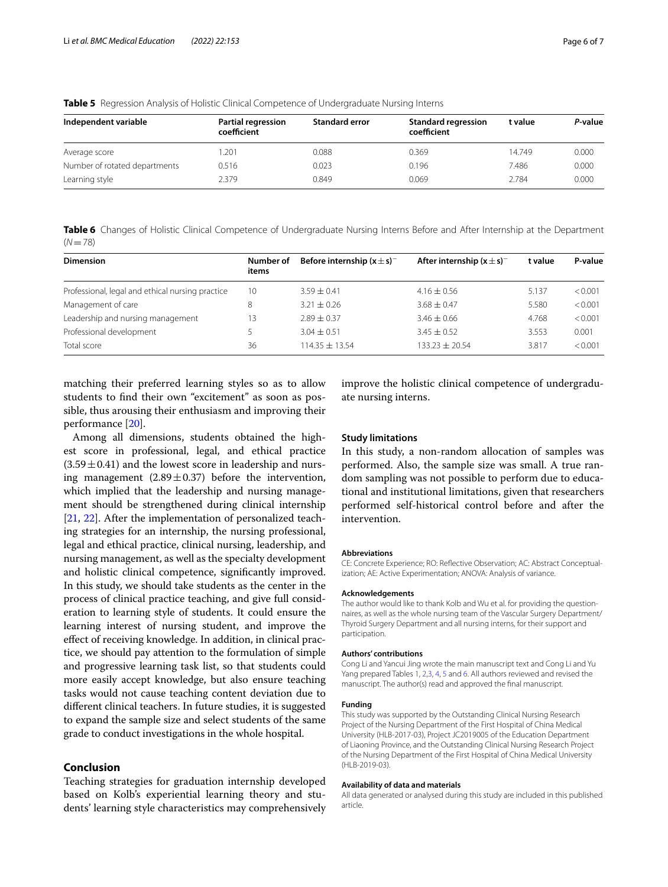**Table 5** Regression Analysis of Holistic Clinical Competence of Undergraduate Nursing Interns

| Independent variable | Partial regression coefficient | Standard error | Standard regression coefficient | t value | *P*-value |
|---|---|---|---|---|---|
| Average score | 1.201 | 0.088 | 0.369 | 14.749 | 0.000 |
| Number of rotated departments | 0.516 | 0.023 | 0.196 | 7.486 | 0.000 |
| Learning style | 2.379 | 0.849 | 0.069 | 2.784 | 0.000 |

**Table 6** Changes of Holistic Clinical Competence of Undergraduate Nursing Interns Before and After Internship at the Department ($N = 78$)

| Dimension | Number of items | Before internship ($x \pm s$)$^{-}$ | After internship ($x \pm s$)$^{-}$ | t value | P-value |
|---|---|---|---|---|---|
| Professional, legal and ethical nursing practice | 10 | $3.59 \pm 0.41$ | $4.16 \pm 0.56$ | 5.137 | <0.001 |
| Management of care | 8 | $3.21 \pm 0.26$ | $3.68 \pm 0.47$ | 5.580 | <0.001 |
| Leadership and nursing management | 13 | $2.89 \pm 0.37$ | $3.46 \pm 0.66$ | 4.768 | <0.001 |
| Professional development | 5 | $3.04 \pm 0.51$ | $3.45 \pm 0.52$ | 3.553 | 0.001 |
| Total score | 36 | $114.35 \pm 13.54$ | $133.23 \pm 20.54$ | 3.817 | <0.001 |

matching their preferred learning styles so as to allow students to find their own "excitement" as soon as possible, thus arousing their enthusiasm and improving their performance [20].

Among all dimensions, students obtained the highest score in professional, legal, and ethical practice ($3.59 \pm 0.41$) and the lowest score in leadership and nursing management ($2.89 \pm 0.37$) before the intervention, which implied that the leadership and nursing management should be strengthened during clinical internship [21, 22]. After the implementation of personalized teaching strategies for an internship, the nursing professional, legal and ethical practice, clinical nursing, leadership, and nursing management, as well as the specialty development and holistic clinical competence, significantly improved. In this study, we should take students as the center in the process of clinical practice teaching, and give full consideration to learning style of students. It could ensure the learning interest of nursing student, and improve the effect of receiving knowledge. In addition, in clinical practice, we should pay attention to the formulation of simple and progressive learning task list, so that students could more easily accept knowledge, but also ensure teaching tasks would not cause teaching content deviation due to different clinical teachers. In future studies, it is suggested to expand the sample size and select students of the same grade to conduct investigations in the whole hospital.

## Conclusion

Teaching strategies for graduation internship developed based on Kolb's experiential learning theory and students' learning style characteristics may comprehensively improve the holistic clinical competence of undergraduate nursing interns.

### Study limitations

In this study, a non-random allocation of samples was performed. Also, the sample size was small. A true random sampling was not possible to perform due to educational and institutional limitations, given that researchers performed self-historical control before and after the intervention.

#### Abbreviations

CE: Concrete Experience; RO: Reflective Observation; AC: Abstract Conceptualization; AE: Active Experimentation; ANOVA: Analysis of variance.

#### Acknowledgements

The author would like to thank Kolb and Wu et al. for providing the questionnaires, as well as the whole nursing team of the Vascular Surgery Department/Thyroid Surgery Department and all nursing interns, for their support and participation.

#### Authors' contributions

Cong Li and Yancui Jing wrote the main manuscript text and Cong Li and Yu Yang prepared Tables 1, 2,3, 4, 5 and 6. All authors reviewed and revised the manuscript. The author(s) read and approved the final manuscript.

#### Funding

This study was supported by the Outstanding Clinical Nursing Research Project of the Nursing Department of the First Hospital of China Medical University (HLB-2017-03), Project JC2019005 of the Education Department of Liaoning Province, and the Outstanding Clinical Nursing Research Project of the Nursing Department of the First Hospital of China Medical University (HLB-2019-03).

#### Availability of data and materials

All data generated or analysed during this study are included in this published article.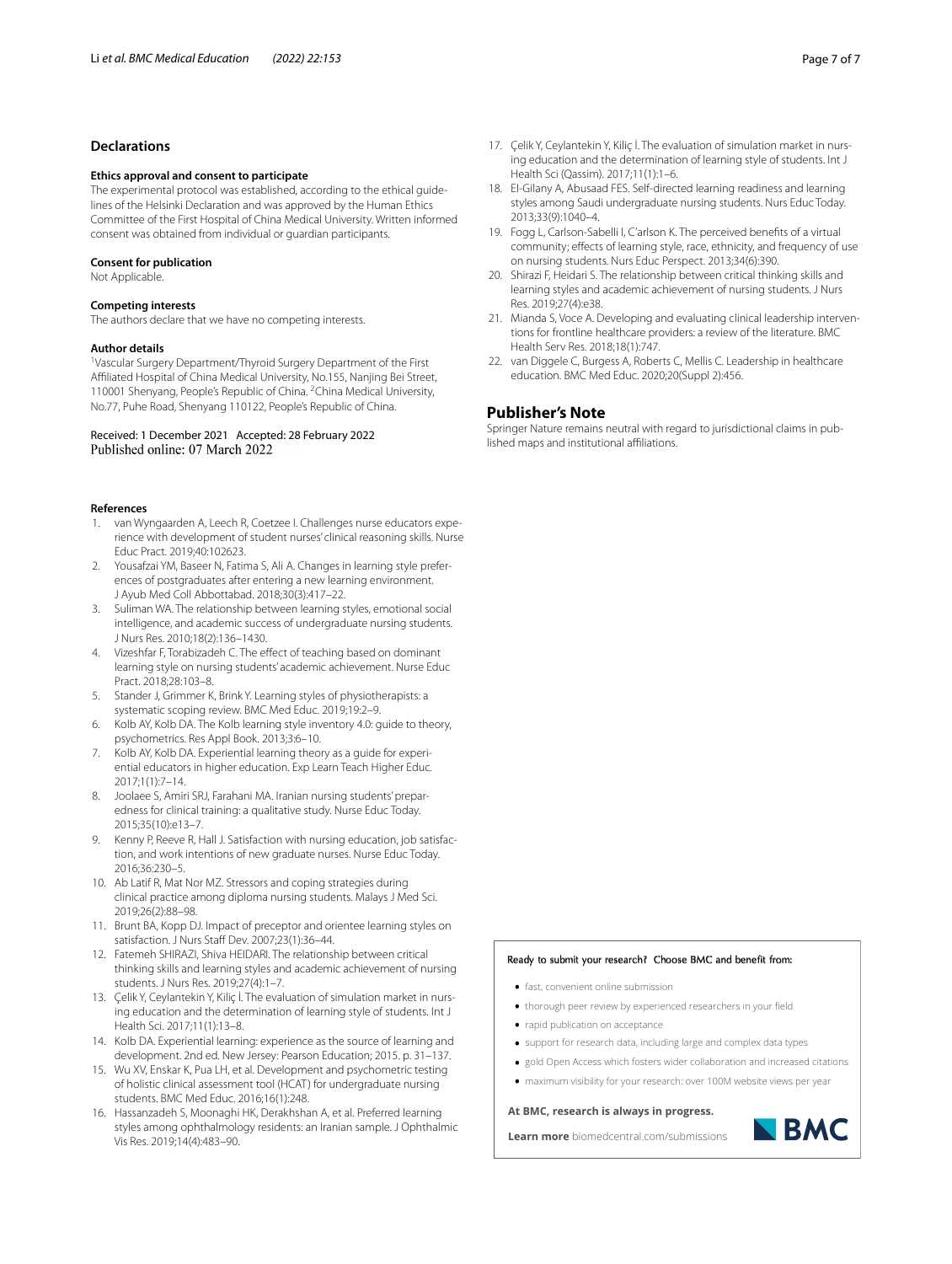## Declarations

### Ethics approval and consent to participate

The experimental protocol was established, according to the ethical guidelines of the Helsinki Declaration and was approved by the Human Ethics Committee of the First Hospital of China Medical University. Written informed consent was obtained from individual or guardian participants.

### Consent for publication

Not Applicable.

### Competing interests

The authors declare that we have no competing interests.

### Author details

[1]Vascular Surgery Department/Thyroid Surgery Department of the First Affiliated Hospital of China Medical University, No.155, Nanjing Bei Street, 110001 Shenyang, People's Republic of China. [2]China Medical University, No.77, Puhe Road, Shenyang 110122, People's Republic of China.

Received: 1 December 2021 Accepted: 28 February 2022
Published online: 07 March 2022

### References

1. van Wyngaarden A, Leech R, Coetzee I. Challenges nurse educators experience with development of student nurses' clinical reasoning skills. Nurse Educ Pract. 2019;40:102623.
2. Yousafzai YM, Baseer N, Fatima S, Ali A. Changes in learning style preferences of postgraduates after entering a new learning environment. J Ayub Med Coll Abbottabad. 2018;30(3):417–22.
3. Suliman WA. The relationship between learning styles, emotional social intelligence, and academic success of undergraduate nursing students. J Nurs Res. 2010;18(2):136–1430.
4. Vizeshfar F, Torabizadeh C. The effect of teaching based on dominant learning style on nursing students' academic achievement. Nurse Educ Pract. 2018;28:103–8.
5. Stander J, Grimmer K, Brink Y. Learning styles of physiotherapists: a systematic scoping review. BMC Med Educ. 2019;19:2–9.
6. Kolb AY, Kolb DA. The Kolb learning style inventory 4.0: guide to theory, psychometrics. Res Appl Book. 2013;3:6–10.
7. Kolb AY, Kolb DA. Experiential learning theory as a guide for experiential educators in higher education. Exp Learn Teach Higher Educ. 2017;1(1):7–14.
8. Joolaee S, Amiri SRJ, Farahani MA. Iranian nursing students' preparedness for clinical training: a qualitative study. Nurse Educ Today. 2015;35(10):e13–7.
9. Kenny P, Reeve R, Hall J. Satisfaction with nursing education, job satisfaction, and work intentions of new graduate nurses. Nurse Educ Today. 2016;36:230–5.
10. Ab Latif R, Mat Nor MZ. Stressors and coping strategies during clinical practice among diploma nursing students. Malays J Med Sci. 2019;26(2):88–98.
11. Brunt BA, Kopp DJ. Impact of preceptor and orientee learning styles on satisfaction. J Nurs Staff Dev. 2007;23(1):36–44.
12. Fatemeh SHIRAZI, Shiva HEIDARI. The relationship between critical thinking skills and learning styles and academic achievement of nursing students. J Nurs Res. 2019;27(4):1–7.
13. Çelik Y, Ceylantekin Y, Kiliç İ. The evaluation of simulation market in nursing education and the determination of learning style of students. Int J Health Sci. 2017;11(1):13–8.
14. Kolb DA. Experiential learning: experience as the source of learning and development. 2nd ed. New Jersey: Pearson Education; 2015. p. 31–137.
15. Wu XV, Enskar K, Pua LH, et al. Development and psychometric testing of holistic clinical assessment tool (HCAT) for undergraduate nursing students. BMC Med Educ. 2016;16(1):248.
16. Hassanzadeh S, Moonaghi HK, Derakhshan A, et al. Preferred learning styles among ophthalmology residents: an Iranian sample. J Ophthalmic Vis Res. 2019;14(4):483–90.
17. Çelik Y, Ceylantekin Y, Kiliç İ. The evaluation of simulation market in nursing education and the determination of learning style of students. Int J Health Sci (Qassim). 2017;11(1):1–6.
18. El-Gilany A, Abusaad FES. Self-directed learning readiness and learning styles among Saudi undergraduate nursing students. Nurs Educ Today. 2013;33(9):1040–4.
19. Fogg L, Carlson-Sabelli I, C'arlson K. The perceived benefits of a virtual community; effects of learning style, race, ethnicity, and frequency of use on nursing students. Nurs Educ Perspect. 2013;34(6):390.
20. Shirazi F, Heidari S. The relationship between critical thinking skills and learning styles and academic achievement of nursing students. J Nurs Res. 2019;27(4):e38.
21. Mianda S, Voce A. Developing and evaluating clinical leadership interventions for frontline healthcare providers: a review of the literature. BMC Health Serv Res. 2018;18(1):747.
22. van Diggele C, Burgess A, Roberts C, Mellis C. Leadership in healthcare education. BMC Med Educ. 2020;20(Suppl 2):456.

## Publisher's Note

Springer Nature remains neutral with regard to jurisdictional claims in published maps and institutional affiliations.

Ready to submit your research? Choose BMC and benefit from:

- fast, convenient online submission
- thorough peer review by experienced researchers in your field
- rapid publication on acceptance
- support for research data, including large and complex data types
- gold Open Access which fosters wider collaboration and increased citations
- maximum visibility for your research: over 100M website views per year

**At BMC, research is always in progress.**

**Learn more** biomedcentral.com/submissions

BMC